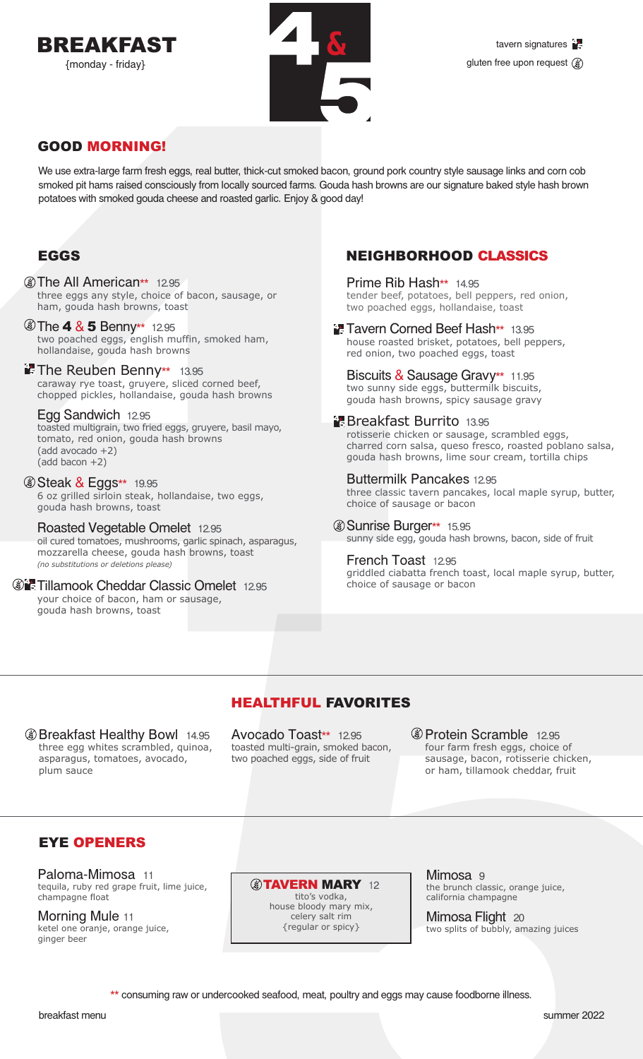# BREAKFAST

{monday - friday}

4 & 5

tavern signatures
gluten free upon request

## GOOD MORNING!

We use extra-large farm fresh eggs, real butter, thick-cut smoked bacon, ground pork country style sausage links and corn cob smoked pit hams raised consciously from locally sourced farms. Gouda hash browns are our signature baked style hash brown potatoes with smoked gouda cheese and roasted garlic. Enjoy & good day!

## EGGS

**The All American**** 12.95
three eggs any style, choice of bacon, sausage, or ham, gouda hash browns, toast

**The 4 & 5 Benny**** 12.95
two poached eggs, english muffin, smoked ham, hollandaise, gouda hash browns

**The Reuben Benny**** 13.95
caraway rye toast, gruyere, sliced corned beef, chopped pickles, hollandaise, gouda hash browns

**Egg Sandwich** 12.95
toasted multigrain, two fried eggs, gruyere, basil mayo, tomato, red onion, gouda hash browns
(add avocado +2)
(add bacon +2)

**Steak & Eggs**** 19.95
6 oz grilled sirloin steak, hollandaise, two eggs, gouda hash browns, toast

**Roasted Vegetable Omelet** 12.95
oil cured tomatoes, mushrooms, garlic spinach, asparagus, mozzarella cheese, gouda hash browns, toast
*(no substitutions or deletions please)*

**Tillamook Cheddar Classic Omelet** 12.95
your choice of bacon, ham or sausage, gouda hash browns, toast

## NEIGHBORHOOD CLASSICS

**Prime Rib Hash**** 14.95
tender beef, potatoes, bell peppers, red onion, two poached eggs, hollandaise, toast

**Tavern Corned Beef Hash**** 13.95
house roasted brisket, potatoes, bell peppers, red onion, two poached eggs, toast

**Biscuits & Sausage Gravy**** 11.95
two sunny side eggs, buttermilk biscuits, gouda hash browns, spicy sausage gravy

**Breakfast Burrito** 13.95
rotisserie chicken or sausage, scrambled eggs, charred corn salsa, queso fresco, roasted poblano salsa, gouda hash browns, lime sour cream, tortilla chips

**Buttermilk Pancakes** 12.95
three classic tavern pancakes, local maple syrup, butter, choice of sausage or bacon

**Sunrise Burger**** 15.95
sunny side egg, gouda hash browns, bacon, side of fruit

**French Toast** 12.95
griddled ciabatta french toast, local maple syrup, butter, choice of sausage or bacon

## HEALTHFUL FAVORITES

**Breakfast Healthy Bowl** 14.95
three egg whites scrambled, quinoa, asparagus, tomatoes, avocado, plum sauce

**Avocado Toast**** 12.95
toasted multi-grain, smoked bacon, two poached eggs, side of fruit

**Protein Scramble** 12.95
four farm fresh eggs, choice of sausage, bacon, rotisserie chicken, or ham, tillamook cheddar, fruit

## EYE OPENERS

**Paloma-Mimosa** 11
tequila, ruby red grape fruit, lime juice, champagne float

**Morning Mule** 11
ketel one oranje, orange juice, ginger beer

**TAVERN MARY** 12
tito's vodka, house bloody mary mix, celery salt rim
{regular or spicy}

**Mimosa** 9
the brunch classic, orange juice, california champagne

**Mimosa Flight** 20
two splits of bubbly, amazing juices

** consuming raw or undercooked seafood, meat, poultry and eggs may cause foodborne illness.

breakfast menu summer 2022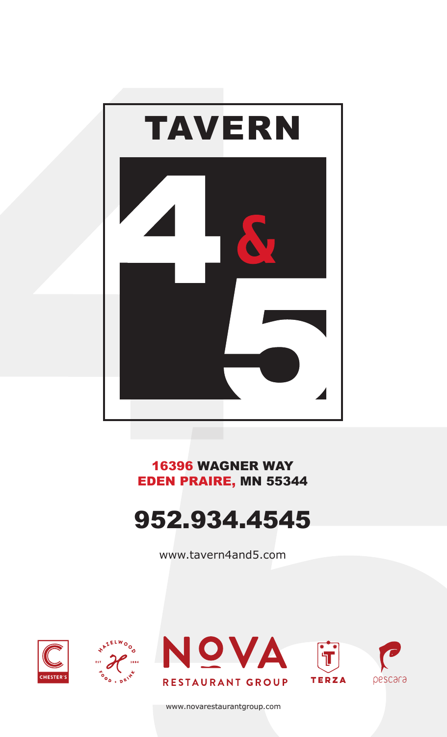# TAVERN 4 & 5

16396 WAGNER WAY
EDEN PRAIRIE, MN 55344

## 952.934.4545

www.tavern4and5.com

CHESTER'S

HAZELWOOD FOOD + DRINK EST 2004

NOVA RESTAURANT GROUP

TERZA

pescara

www.novarestaurantgroup.com